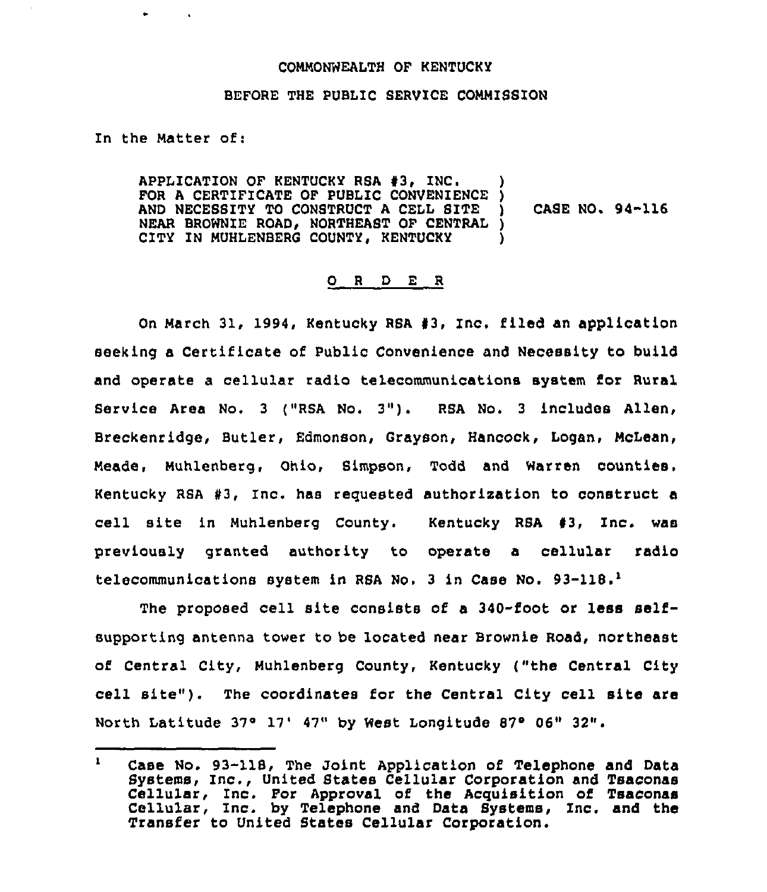COMMONWEALTH OF KENTUCKY

BEFORE THE PUBLIC SERVICE COMMISSION

In the Matter of:

APPLICATION OF KENTUCKY RSA #3, INC. FOR A CERTIFICATE OF PUBLIC CONVENIENCE AND NECESSITY TO CONSTRUCT A CELL SITE NEAR BROWNIE ROAD, NORTHEAST OF CENTRAL CITY IN MUHLENBERG COUNTY, KENTUCKY ) CASE NO. 94-116

O R D E R

On March 31, 1994, Kentucky RSA #3, Inc. filed an application seeking a Certificate of Public Convenience and Necessity to build and operate a cellular radio telecommunications system for Rural Service Area No. 3 ("RSA No. 3"). RSA No. 3 includes Allen, Breckenridge, Butler, Edmonson, Grayson, Hancock, Logan, McLean, Meade, Muhlenberg, Ohio, Simpson, Todd and Warren counties. Kentucky RSA #3, Inc. has requested authorization to construct a cell site in Muhlenberg County. Kentucky RSA #3, Inc. was previously granted authority to operate a cellular radio telecommunications system in RSA No. 3 in Case No. 93-118.[1]

The proposed cell site consists of a 340-foot or less self-supporting antenna tower to be located near Brownie Road, northeast of Central City, Muhlenberg County, Kentucky ("the Central City cell site"). The coordinates for the Central City cell site are North Latitude 37° 17' 47" by West Longitude 87° 06" 32".

[1] Case No. 93-118, The Joint Application of Telephone and Data Systems, Inc., United States Cellular Corporation and Tsaconas Cellular, Inc. For Approval of the Acquisition of Tsaconas Cellular, Inc. by Telephone and Data Systems, Inc. and the Transfer to United States Cellular Corporation.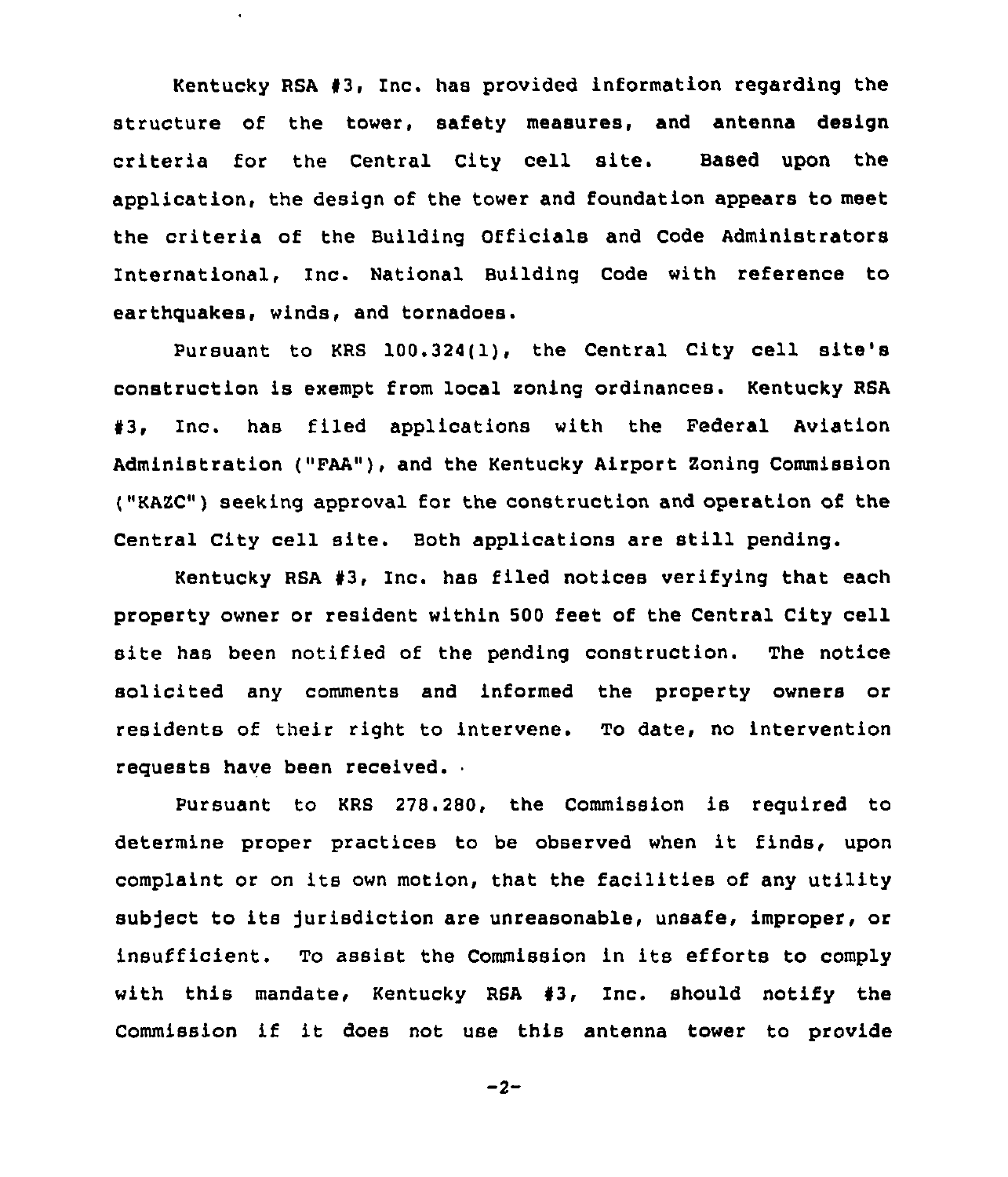Kentucky RSA #3, Inc. has provided information regarding the structure of the tower, safety measures, and antenna design criteria for the Central City cell site. Based upon the application, the design of the tower and foundation appears to meet the criteria of the Building Officials and Code Administrators International, Inc. National Building Code with reference to earthquakes, winds, and tornadoes.

Pursuant to KRS 100.324(1), the Central City cell site's construction is exempt from local zoning ordinances. Kentucky RSA #3, Inc. has filed applications with the Federal Aviation Administration ("FAA"), and the Kentucky Airport Zoning Commission ("KAZC") seeking approval for the construction and operation of the Central City cell site. Both applications are still pending.

Kentucky RSA #3, Inc. has filed notices verifying that each property owner or resident within 500 feet of the Central City cell site has been notified of the pending construction. The notice solicited any comments and informed the property owners or residents of their right to intervene. To date, no intervention requests have been received.

Pursuant to KRS 278.280, the Commission is required to determine proper practices to be observed when it finds, upon complaint or on its own motion, that the facilities of any utility subject to its jurisdiction are unreasonable, unsafe, improper, or insufficient. To assist the Commission in its efforts to comply with this mandate, Kentucky RSA #3, Inc. should notify the Commission if it does not use this antenna tower to provide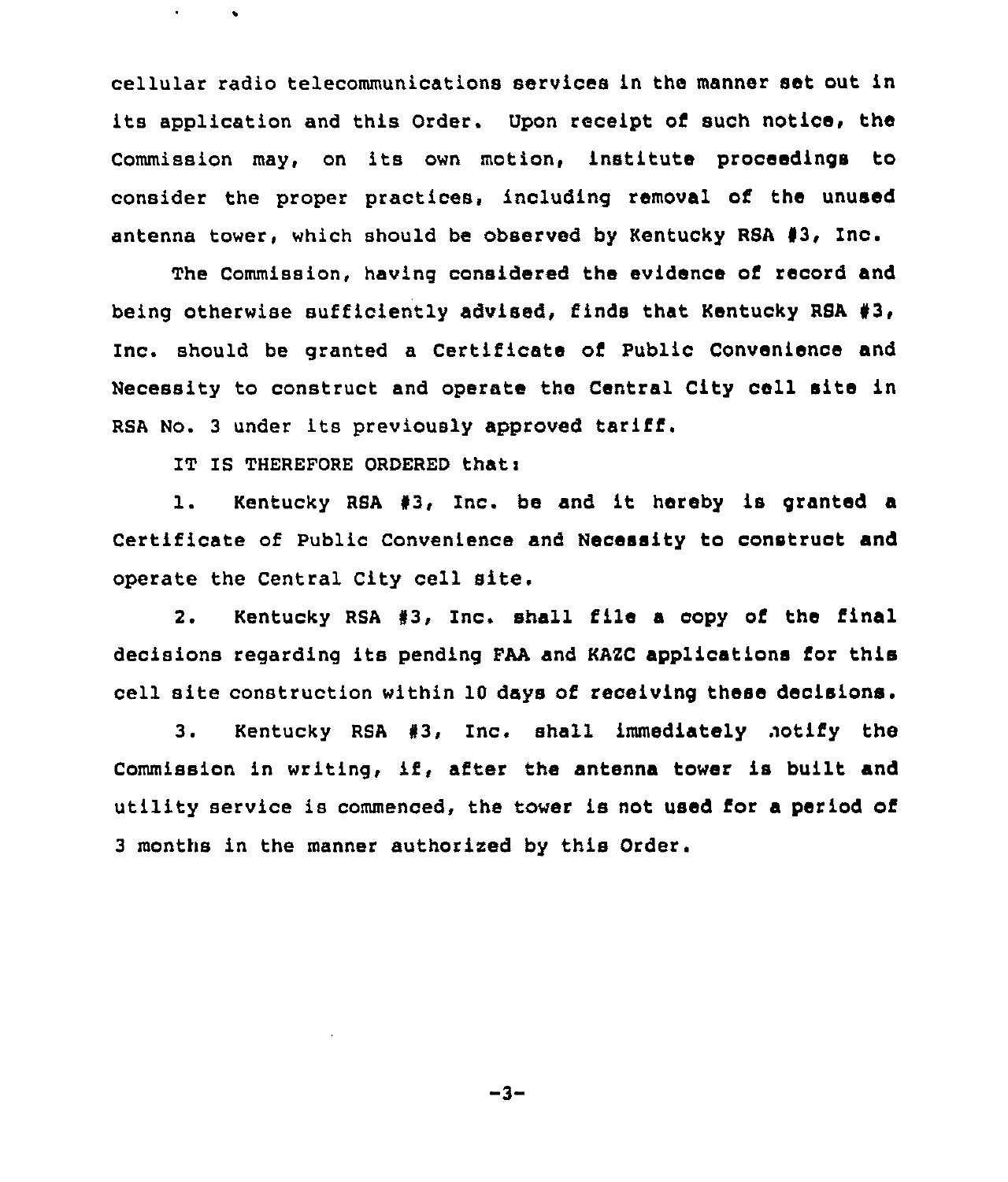cellular radio telecommunications services in the manner set out in its application and this Order. Upon receipt of such notice, the Commission may, on its own motion, institute proceedings to consider the proper practices, including removal of the unused antenna tower, which should be observed by Kentucky RSA #3, Inc.

The Commission, having considered the evidence of record and being otherwise sufficiently advised, finds that Kentucky RSA #3, Inc. should be granted a Certificate of Public Convenience and Necessity to construct and operate the Central City cell site in RSA No. 3 under its previously approved tariff.

IT IS THEREFORE ORDERED that:

1. Kentucky RSA #3, Inc. be and it hereby is granted a Certificate of Public Convenience and Necessity to construct and operate the Central City cell site.

2. Kentucky RSA #3, Inc. shall file a copy of the final decisions regarding its pending FAA and KAZC applications for this cell site construction within 10 days of receiving these decisions.

3. Kentucky RSA #3, Inc. shall immediately notify the Commission in writing, if, after the antenna tower is built and utility service is commenced, the tower is not used for a period of 3 months in the manner authorized by this Order.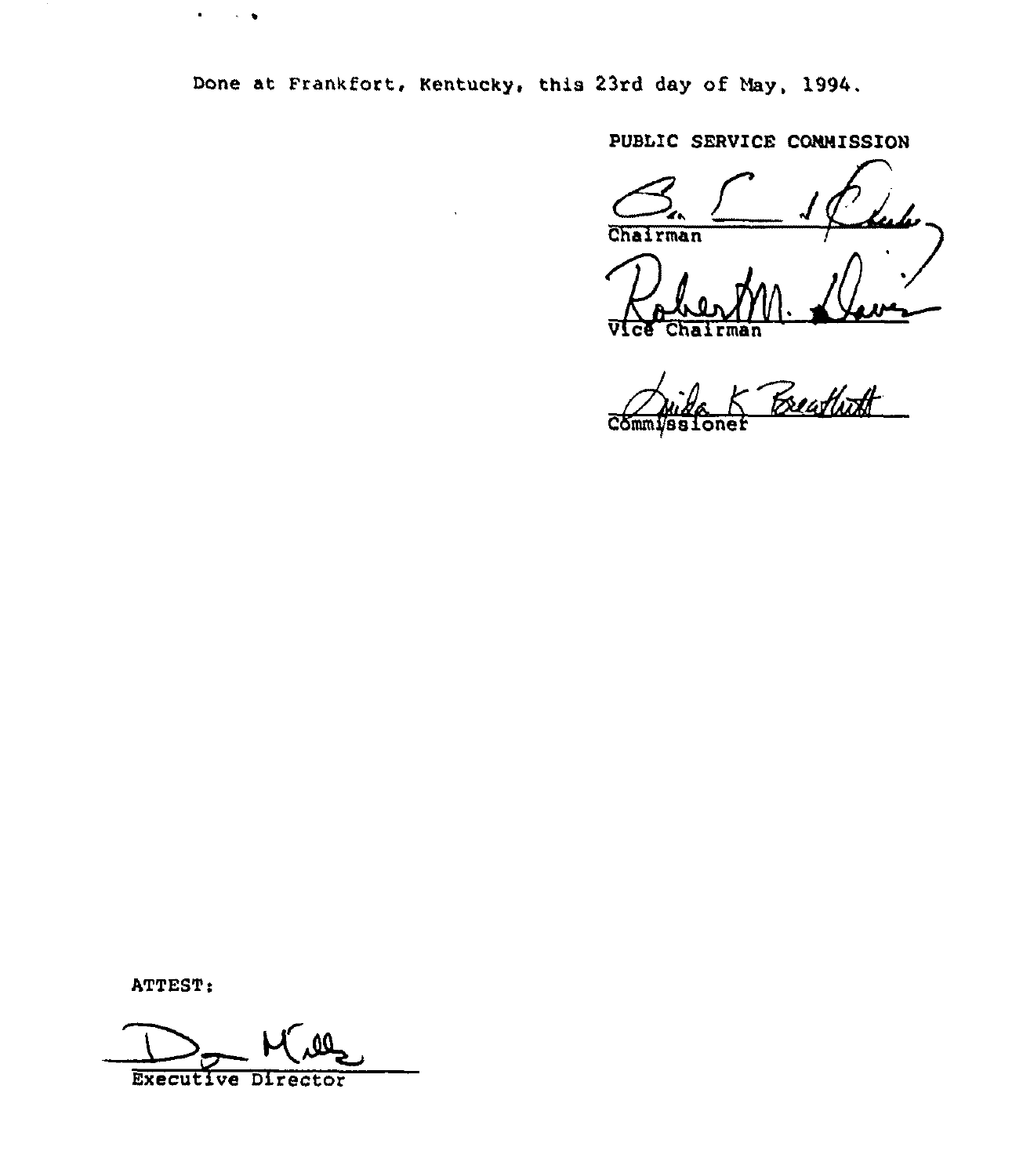Done at Frankfort, Kentucky, this 23rd day of May, 1994.

PUBLIC SERVICE COMMISSION

Chairman

Vice Chairman

Commissioner

ATTEST:

Executive Director